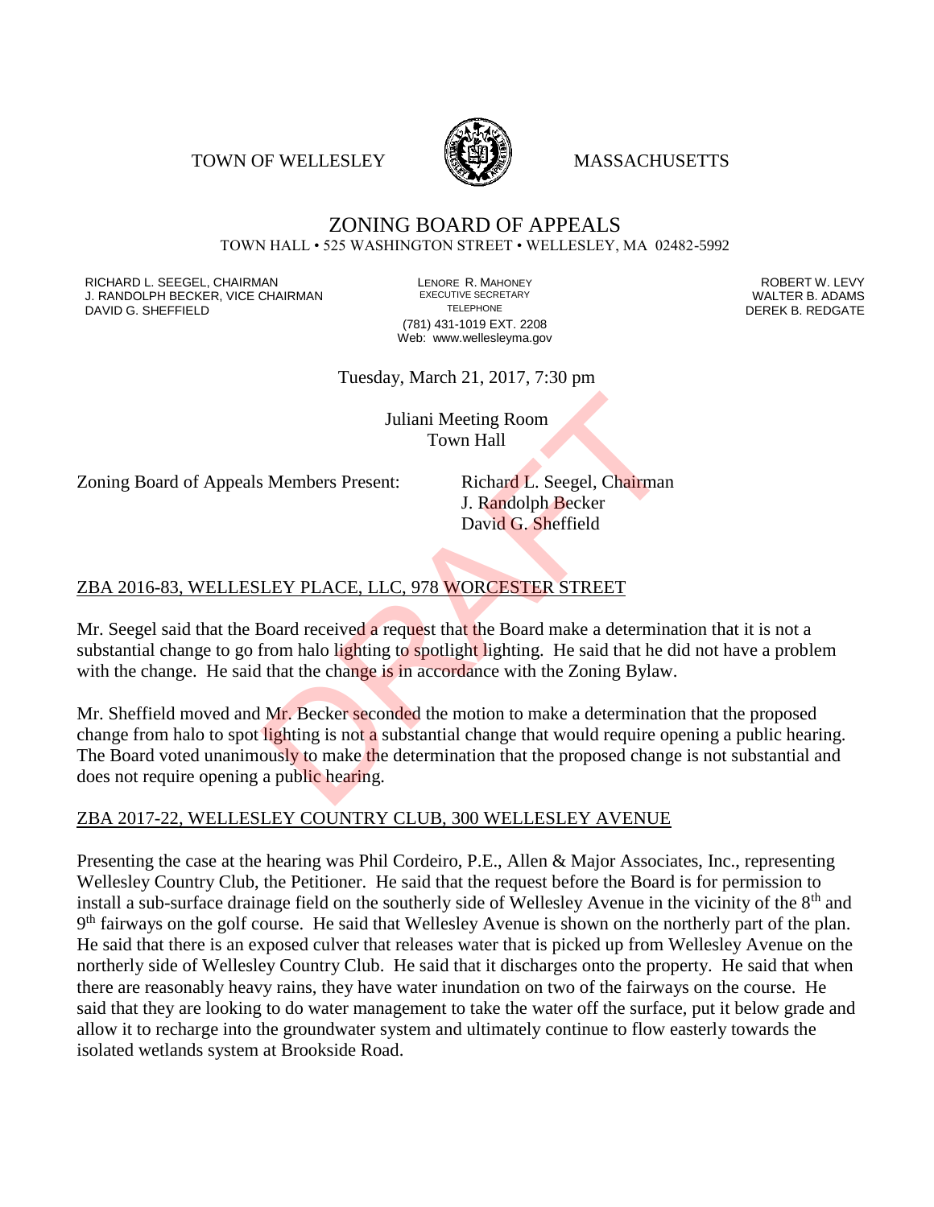TOWN OF WELLESLEY MASSACHUSETTS

# ZONING BOARD OF APPEALS

TOWN HALL • 525 WASHINGTON STREET • WELLESLEY, MA 02482-5992

RICHARD L. SEEGEL, CHAIRMAN
J. RANDOLPH BECKER, VICE CHAIRMAN
DAVID G. SHEFFIELD

LENORE R. MAHONEY
EXECUTIVE SECRETARY
TELEPHONE
(781) 431-1019 EXT. 2208
Web: www.wellesleyma.gov

ROBERT W. LEVY
WALTER B. ADAMS
DEREK B. REDGATE

Tuesday, March 21, 2017, 7:30 pm

Juliani Meeting Room
Town Hall

Zoning Board of Appeals Members Present: Richard L. Seegel, Chairman
J. Randolph Becker
David G. Sheffield

DRAFT

ZBA 2016-83, WELLESLEY PLACE, LLC, 978 WORCESTER STREET

Mr. Seegel said that the Board received a request that the Board make a determination that it is not a substantial change to go from halo lighting to spotlight lighting. He said that he did not have a problem with the change. He said that the change is in accordance with the Zoning Bylaw.

Mr. Sheffield moved and Mr. Becker seconded the motion to make a determination that the proposed change from halo to spot lighting is not a substantial change that would require opening a public hearing. The Board voted unanimously to make the determination that the proposed change is not substantial and does not require opening a public hearing.

ZBA 2017-22, WELLESLEY COUNTRY CLUB, 300 WELLESLEY AVENUE

Presenting the case at the hearing was Phil Cordeiro, P.E., Allen & Major Associates, Inc., representing Wellesley Country Club, the Petitioner. He said that the request before the Board is for permission to install a sub-surface drainage field on the southerly side of Wellesley Avenue in the vicinity of the 8th and 9th fairways on the golf course. He said that Wellesley Avenue is shown on the northerly part of the plan. He said that there is an exposed culver that releases water that is picked up from Wellesley Avenue on the northerly side of Wellesley Country Club. He said that it discharges onto the property. He said that when there are reasonably heavy rains, they have water inundation on two of the fairways on the course. He said that they are looking to do water management to take the water off the surface, put it below grade and allow it to recharge into the groundwater system and ultimately continue to flow easterly towards the isolated wetlands system at Brookside Road.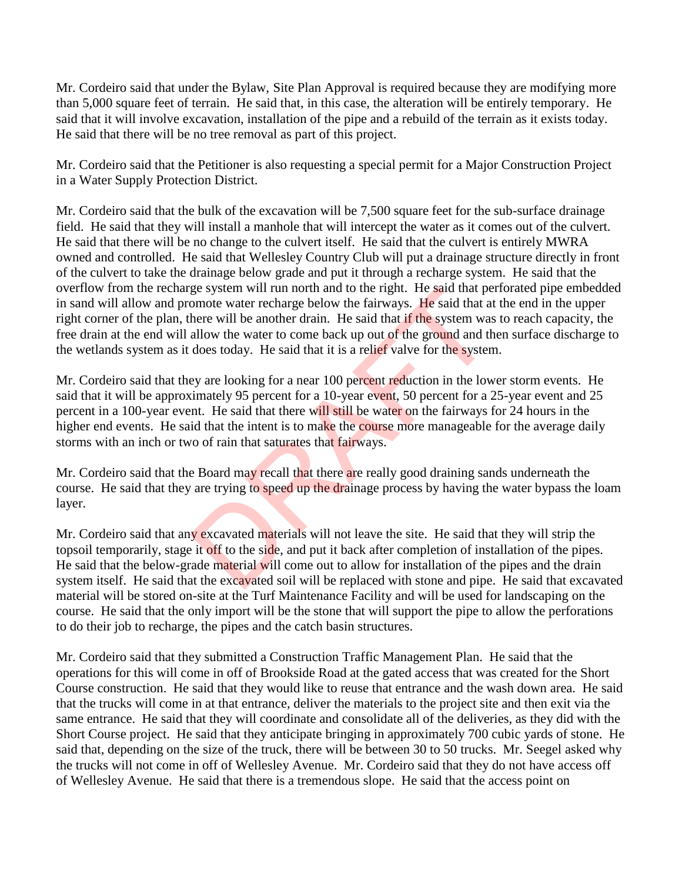Mr. Cordeiro said that under the Bylaw, Site Plan Approval is required because they are modifying more than 5,000 square feet of terrain. He said that, in this case, the alteration will be entirely temporary. He said that it will involve excavation, installation of the pipe and a rebuild of the terrain as it exists today. He said that there will be no tree removal as part of this project.

Mr. Cordeiro said that the Petitioner is also requesting a special permit for a Major Construction Project in a Water Supply Protection District.

Mr. Cordeiro said that the bulk of the excavation will be 7,500 square feet for the sub-surface drainage field. He said that they will install a manhole that will intercept the water as it comes out of the culvert. He said that there will be no change to the culvert itself. He said that the culvert is entirely MWRA owned and controlled. He said that Wellesley Country Club will put a drainage structure directly in front of the culvert to take the drainage below grade and put it through a recharge system. He said that the overflow from the recharge system will run north and to the right. He said that perforated pipe embedded in sand will allow and promote water recharge below the fairways. He said that at the end in the upper right corner of the plan, there will be another drain. He said that if the system was to reach capacity, the free drain at the end will allow the water to come back up out of the ground and then surface discharge to the wetlands system as it does today. He said that it is a relief valve for the system.

Mr. Cordeiro said that they are looking for a near 100 percent reduction in the lower storm events. He said that it will be approximately 95 percent for a 10-year event, 50 percent for a 25-year event and 25 percent in a 100-year event. He said that there will still be water on the fairways for 24 hours in the higher end events. He said that the intent is to make the course more manageable for the average daily storms with an inch or two of rain that saturates that fairways.

Mr. Cordeiro said that the Board may recall that there are really good draining sands underneath the course. He said that they are trying to speed up the drainage process by having the water bypass the loam layer.

Mr. Cordeiro said that any excavated materials will not leave the site. He said that they will strip the topsoil temporarily, stage it off to the side, and put it back after completion of installation of the pipes. He said that the below-grade material will come out to allow for installation of the pipes and the drain system itself. He said that the excavated soil will be replaced with stone and pipe. He said that excavated material will be stored on-site at the Turf Maintenance Facility and will be used for landscaping on the course. He said that the only import will be the stone that will support the pipe to allow the perforations to do their job to recharge, the pipes and the catch basin structures.

Mr. Cordeiro said that they submitted a Construction Traffic Management Plan. He said that the operations for this will come in off of Brookside Road at the gated access that was created for the Short Course construction. He said that they would like to reuse that entrance and the wash down area. He said that the trucks will come in at that entrance, deliver the materials to the project site and then exit via the same entrance. He said that they will coordinate and consolidate all of the deliveries, as they did with the Short Course project. He said that they anticipate bringing in approximately 700 cubic yards of stone. He said that, depending on the size of the truck, there will be between 30 to 50 trucks. Mr. Seegel asked why the trucks will not come in off of Wellesley Avenue. Mr. Cordeiro said that they do not have access off of Wellesley Avenue. He said that there is a tremendous slope. He said that the access point on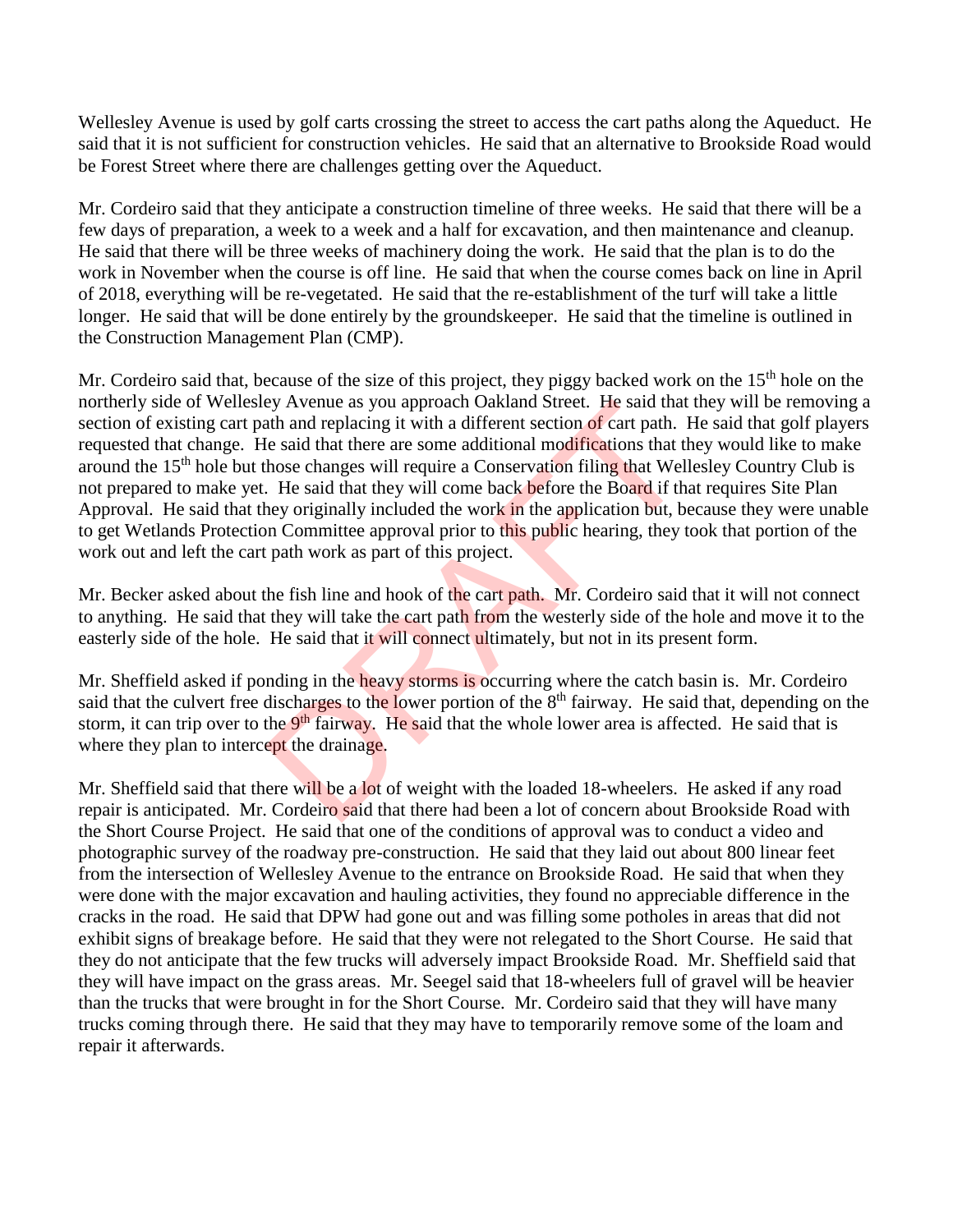Wellesley Avenue is used by golf carts crossing the street to access the cart paths along the Aqueduct. He said that it is not sufficient for construction vehicles. He said that an alternative to Brookside Road would be Forest Street where there are challenges getting over the Aqueduct.

Mr. Cordeiro said that they anticipate a construction timeline of three weeks. He said that there will be a few days of preparation, a week to a week and a half for excavation, and then maintenance and cleanup. He said that there will be three weeks of machinery doing the work. He said that the plan is to do the work in November when the course is off line. He said that when the course comes back on line in April of 2018, everything will be re-vegetated. He said that the re-establishment of the turf will take a little longer. He said that will be done entirely by the groundskeeper. He said that the timeline is outlined in the Construction Management Plan (CMP).

Mr. Cordeiro said that, because of the size of this project, they piggy backed work on the 15th hole on the northerly side of Wellesley Avenue as you approach Oakland Street. He said that they will be removing a section of existing cart path and replacing it with a different section of cart path. He said that golf players requested that change. He said that there are some additional modifications that they would like to make around the 15th hole but those changes will require a Conservation filing that Wellesley Country Club is not prepared to make yet. He said that they will come back before the Board if that requires Site Plan Approval. He said that they originally included the work in the application but, because they were unable to get Wetlands Protection Committee approval prior to this public hearing, they took that portion of the work out and left the cart path work as part of this project.

Mr. Becker asked about the fish line and hook of the cart path. Mr. Cordeiro said that it will not connect to anything. He said that they will take the cart path from the westerly side of the hole and move it to the easterly side of the hole. He said that it will connect ultimately, but not in its present form.

Mr. Sheffield asked if ponding in the heavy storms is occurring where the catch basin is. Mr. Cordeiro said that the culvert free discharges to the lower portion of the 8th fairway. He said that, depending on the storm, it can trip over to the 9th fairway. He said that the whole lower area is affected. He said that is where they plan to intercept the drainage.

Mr. Sheffield said that there will be a lot of weight with the loaded 18-wheelers. He asked if any road repair is anticipated. Mr. Cordeiro said that there had been a lot of concern about Brookside Road with the Short Course Project. He said that one of the conditions of approval was to conduct a video and photographic survey of the roadway pre-construction. He said that they laid out about 800 linear feet from the intersection of Wellesley Avenue to the entrance on Brookside Road. He said that when they were done with the major excavation and hauling activities, they found no appreciable difference in the cracks in the road. He said that DPW had gone out and was filling some potholes in areas that did not exhibit signs of breakage before. He said that they were not relegated to the Short Course. He said that they do not anticipate that the few trucks will adversely impact Brookside Road. Mr. Sheffield said that they will have impact on the grass areas. Mr. Seegel said that 18-wheelers full of gravel will be heavier than the trucks that were brought in for the Short Course. Mr. Cordeiro said that they will have many trucks coming through there. He said that they may have to temporarily remove some of the loam and repair it afterwards.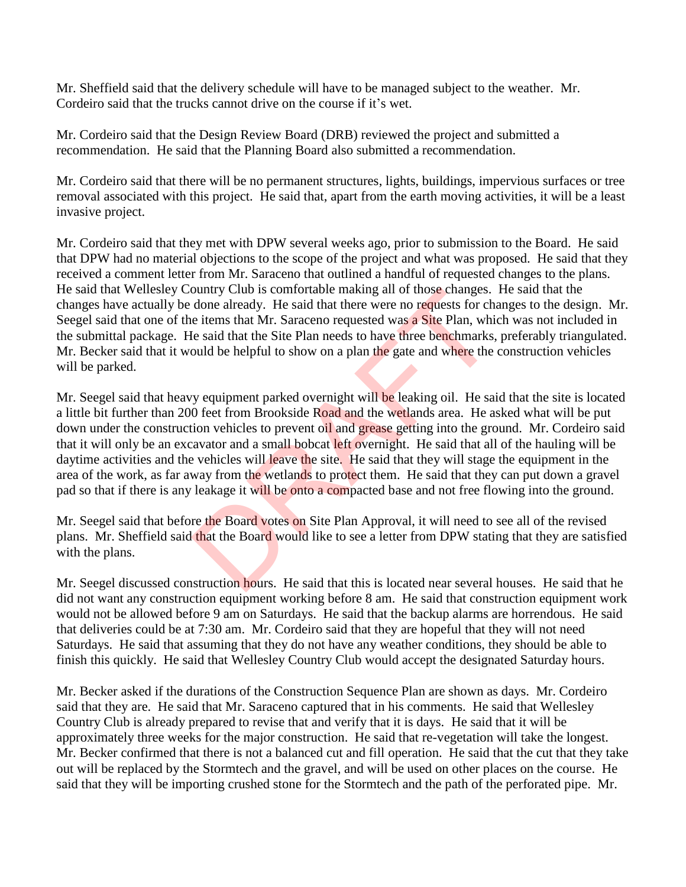Mr. Sheffield said that the delivery schedule will have to be managed subject to the weather. Mr. Cordeiro said that the trucks cannot drive on the course if it's wet.

Mr. Cordeiro said that the Design Review Board (DRB) reviewed the project and submitted a recommendation. He said that the Planning Board also submitted a recommendation.

Mr. Cordeiro said that there will be no permanent structures, lights, buildings, impervious surfaces or tree removal associated with this project. He said that, apart from the earth moving activities, it will be a least invasive project.

Mr. Cordeiro said that they met with DPW several weeks ago, prior to submission to the Board. He said that DPW had no material objections to the scope of the project and what was proposed. He said that they received a comment letter from Mr. Saraceno that outlined a handful of requested changes to the plans. He said that Wellesley Country Club is comfortable making all of those changes. He said that the changes have actually be done already. He said that there were no requests for changes to the design. Mr. Seegel said that one of the items that Mr. Saraceno requested was a Site Plan, which was not included in the submittal package. He said that the Site Plan needs to have three benchmarks, preferably triangulated. Mr. Becker said that it would be helpful to show on a plan the gate and where the construction vehicles will be parked.

Mr. Seegel said that heavy equipment parked overnight will be leaking oil. He said that the site is located a little bit further than 200 feet from Brookside Road and the wetlands area. He asked what will be put down under the construction vehicles to prevent oil and grease getting into the ground. Mr. Cordeiro said that it will only be an excavator and a small bobcat left overnight. He said that all of the hauling will be daytime activities and the vehicles will leave the site. He said that they will stage the equipment in the area of the work, as far away from the wetlands to protect them. He said that they can put down a gravel pad so that if there is any leakage it will be onto a compacted base and not free flowing into the ground.

Mr. Seegel said that before the Board votes on Site Plan Approval, it will need to see all of the revised plans. Mr. Sheffield said that the Board would like to see a letter from DPW stating that they are satisfied with the plans.

Mr. Seegel discussed construction hours. He said that this is located near several houses. He said that he did not want any construction equipment working before 8 am. He said that construction equipment work would not be allowed before 9 am on Saturdays. He said that the backup alarms are horrendous. He said that deliveries could be at 7:30 am. Mr. Cordeiro said that they are hopeful that they will not need Saturdays. He said that assuming that they do not have any weather conditions, they should be able to finish this quickly. He said that Wellesley Country Club would accept the designated Saturday hours.

Mr. Becker asked if the durations of the Construction Sequence Plan are shown as days. Mr. Cordeiro said that they are. He said that Mr. Saraceno captured that in his comments. He said that Wellesley Country Club is already prepared to revise that and verify that it is days. He said that it will be approximately three weeks for the major construction. He said that re-vegetation will take the longest. Mr. Becker confirmed that there is not a balanced cut and fill operation. He said that the cut that they take out will be replaced by the Stormtech and the gravel, and will be used on other places on the course. He said that they will be importing crushed stone for the Stormtech and the path of the perforated pipe. Mr.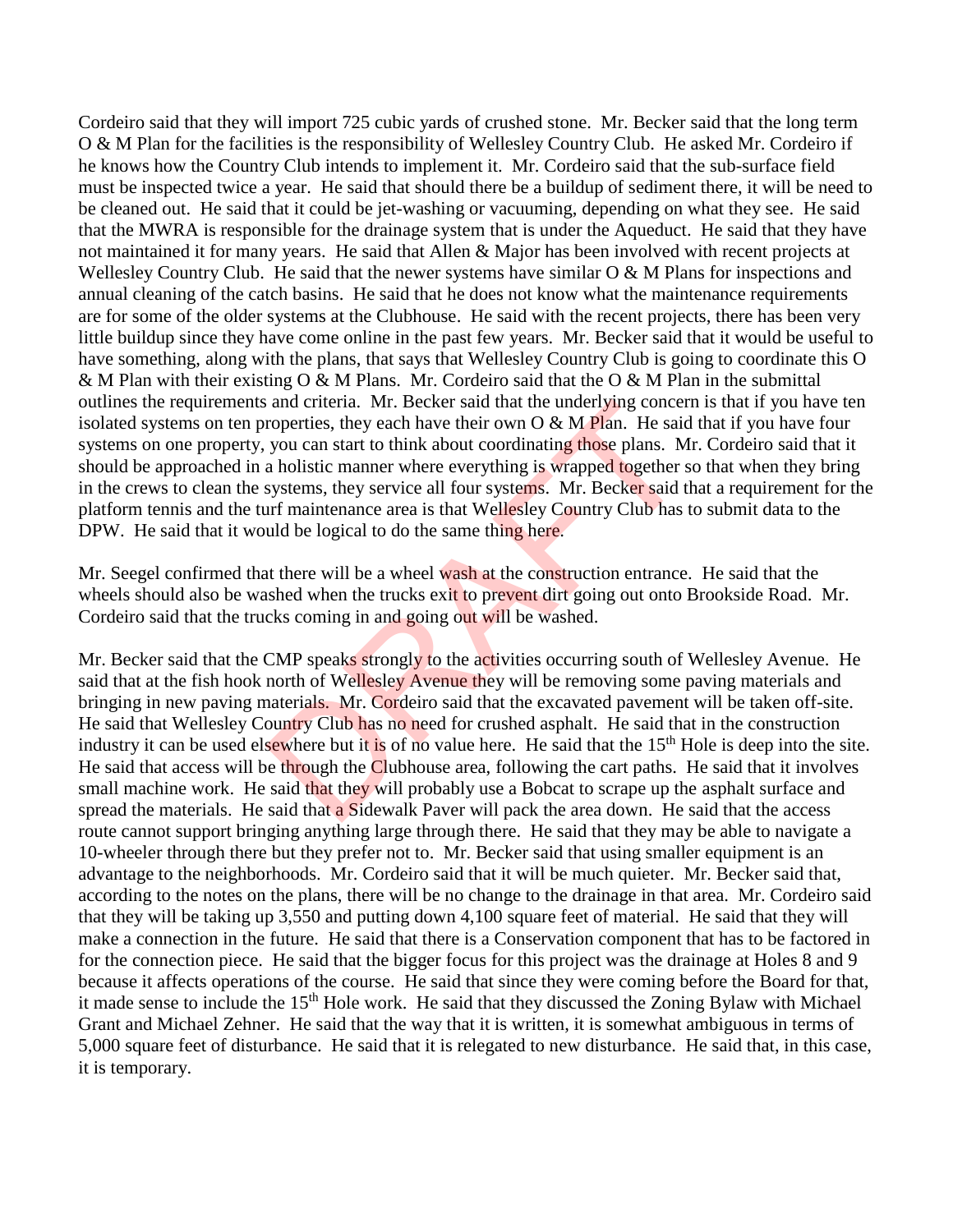Cordeiro said that they will import 725 cubic yards of crushed stone. Mr. Becker said that the long term O & M Plan for the facilities is the responsibility of Wellesley Country Club. He asked Mr. Cordeiro if he knows how the Country Club intends to implement it. Mr. Cordeiro said that the sub-surface field must be inspected twice a year. He said that should there be a buildup of sediment there, it will be need to be cleaned out. He said that it could be jet-washing or vacuuming, depending on what they see. He said that the MWRA is responsible for the drainage system that is under the Aqueduct. He said that they have not maintained it for many years. He said that Allen & Major has been involved with recent projects at Wellesley Country Club. He said that the newer systems have similar O & M Plans for inspections and annual cleaning of the catch basins. He said that he does not know what the maintenance requirements are for some of the older systems at the Clubhouse. He said with the recent projects, there has been very little buildup since they have come online in the past few years. Mr. Becker said that it would be useful to have something, along with the plans, that says that Wellesley Country Club is going to coordinate this O & M Plan with their existing O & M Plans. Mr. Cordeiro said that the O & M Plan in the submittal outlines the requirements and criteria. Mr. Becker said that the underlying concern is that if you have ten isolated systems on ten properties, they each have their own O & M Plan. He said that if you have four systems on one property, you can start to think about coordinating those plans. Mr. Cordeiro said that it should be approached in a holistic manner where everything is wrapped together so that when they bring in the crews to clean the systems, they service all four systems. Mr. Becker said that a requirement for the platform tennis and the turf maintenance area is that Wellesley Country Club has to submit data to the DPW. He said that it would be logical to do the same thing here.

Mr. Seegel confirmed that there will be a wheel wash at the construction entrance. He said that the wheels should also be washed when the trucks exit to prevent dirt going out onto Brookside Road. Mr. Cordeiro said that the trucks coming in and going out will be washed.

Mr. Becker said that the CMP speaks strongly to the activities occurring south of Wellesley Avenue. He said that at the fish hook north of Wellesley Avenue they will be removing some paving materials and bringing in new paving materials. Mr. Cordeiro said that the excavated pavement will be taken off-site. He said that Wellesley Country Club has no need for crushed asphalt. He said that in the construction industry it can be used elsewhere but it is of no value here. He said that the 15th Hole is deep into the site. He said that access will be through the Clubhouse area, following the cart paths. He said that it involves small machine work. He said that they will probably use a Bobcat to scrape up the asphalt surface and spread the materials. He said that a Sidewalk Paver will pack the area down. He said that the access route cannot support bringing anything large through there. He said that they may be able to navigate a 10-wheeler through there but they prefer not to. Mr. Becker said that using smaller equipment is an advantage to the neighborhoods. Mr. Cordeiro said that it will be much quieter. Mr. Becker said that, according to the notes on the plans, there will be no change to the drainage in that area. Mr. Cordeiro said that they will be taking up 3,550 and putting down 4,100 square feet of material. He said that they will make a connection in the future. He said that there is a Conservation component that has to be factored in for the connection piece. He said that the bigger focus for this project was the drainage at Holes 8 and 9 because it affects operations of the course. He said that since they were coming before the Board for that, it made sense to include the 15th Hole work. He said that they discussed the Zoning Bylaw with Michael Grant and Michael Zehner. He said that the way that it is written, it is somewhat ambiguous in terms of 5,000 square feet of disturbance. He said that it is relegated to new disturbance. He said that, in this case, it is temporary.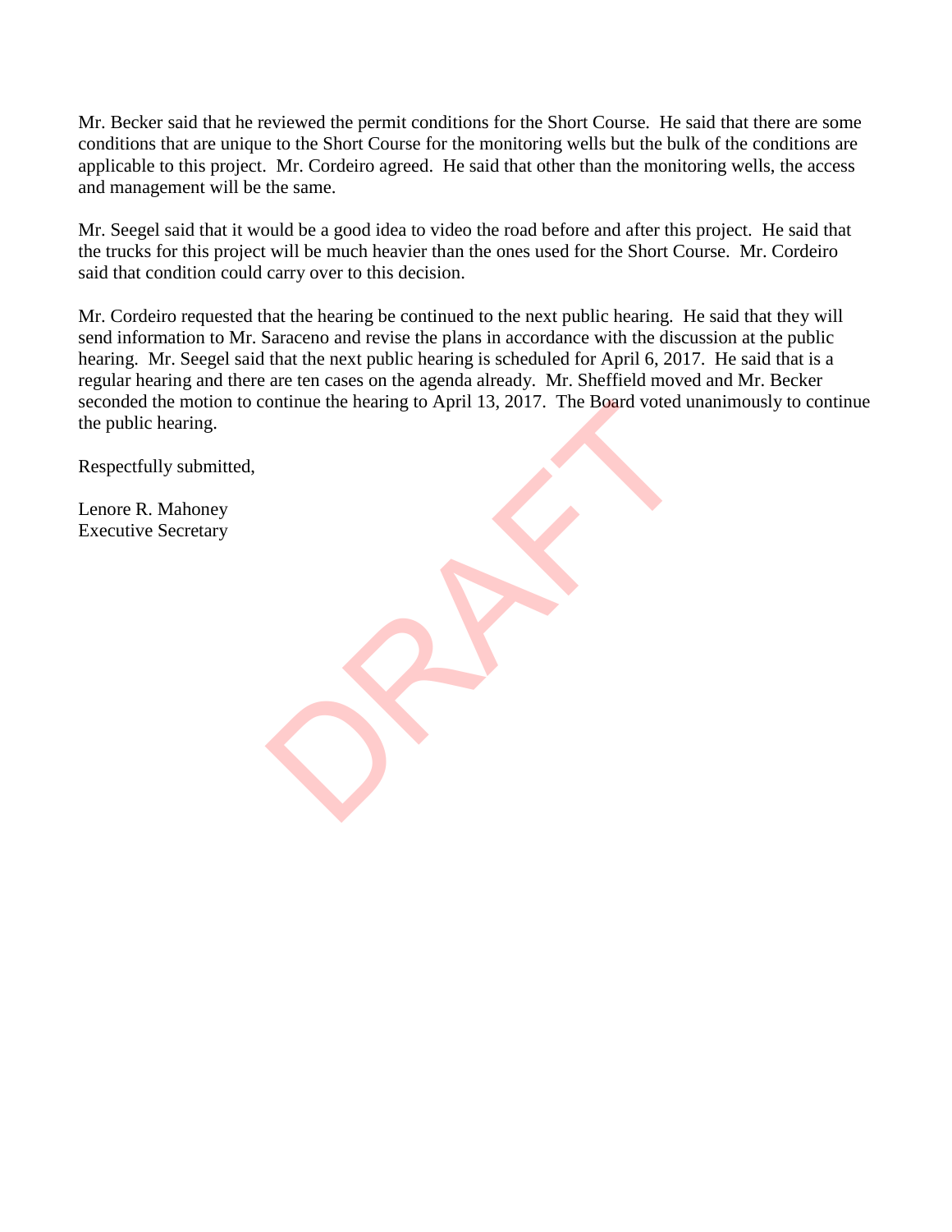Mr. Becker said that he reviewed the permit conditions for the Short Course. He said that there are some conditions that are unique to the Short Course for the monitoring wells but the bulk of the conditions are applicable to this project. Mr. Cordeiro agreed. He said that other than the monitoring wells, the access and management will be the same.

Mr. Seegel said that it would be a good idea to video the road before and after this project. He said that the trucks for this project will be much heavier than the ones used for the Short Course. Mr. Cordeiro said that condition could carry over to this decision.

Mr. Cordeiro requested that the hearing be continued to the next public hearing. He said that they will send information to Mr. Saraceno and revise the plans in accordance with the discussion at the public hearing. Mr. Seegel said that the next public hearing is scheduled for April 6, 2017. He said that is a regular hearing and there are ten cases on the agenda already. Mr. Sheffield moved and Mr. Becker seconded the motion to continue the hearing to April 13, 2017. The Board voted unanimously to continue the public hearing.

Respectfully submitted,

Lenore R. Mahoney
Executive Secretary